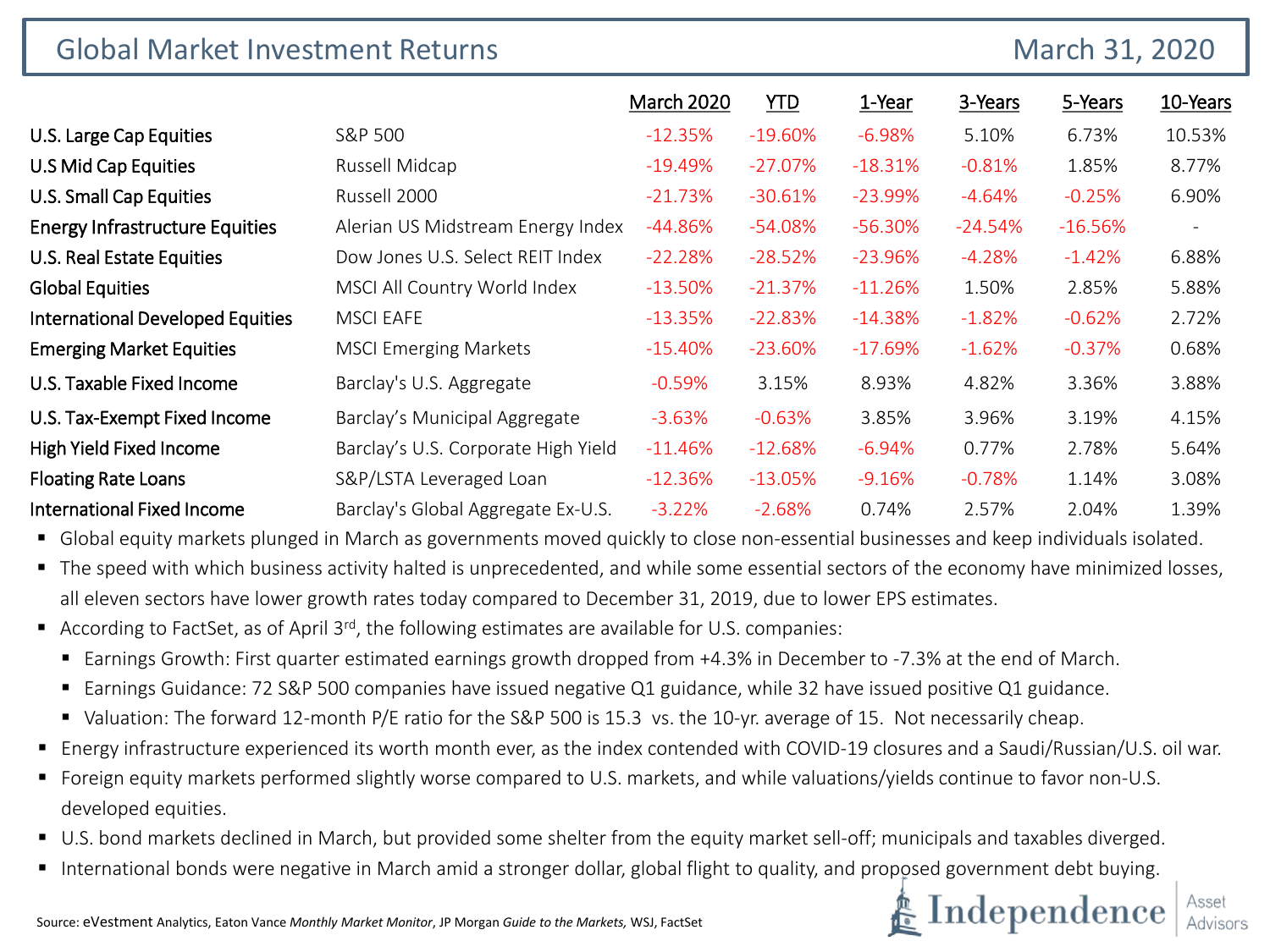# Global Market Investment Returns

March 31, 2020

| | | March 2020 | YTD | 1-Year | 3-Years | 5-Years | 10-Years |
|---|---|---|---|---|---|---|---|
| U.S. Large Cap Equities | S&P 500 | -12.35% | -19.60% | -6.98% | 5.10% | 6.73% | 10.53% |
| U.S Mid Cap Equities | Russell Midcap | -19.49% | -27.07% | -18.31% | -0.81% | 1.85% | 8.77% |
| U.S. Small Cap Equities | Russell 2000 | -21.73% | -30.61% | -23.99% | -4.64% | -0.25% | 6.90% |
| Energy Infrastructure Equities | Alerian US Midstream Energy Index | -44.86% | -54.08% | -56.30% | -24.54% | -16.56% | - |
| U.S. Real Estate Equities | Dow Jones U.S. Select REIT Index | -22.28% | -28.52% | -23.96% | -4.28% | -1.42% | 6.88% |
| Global Equities | MSCI All Country World Index | -13.50% | -21.37% | -11.26% | 1.50% | 2.85% | 5.88% |
| International Developed Equities | MSCI EAFE | -13.35% | -22.83% | -14.38% | -1.82% | -0.62% | 2.72% |
| Emerging Market Equities | MSCI Emerging Markets | -15.40% | -23.60% | -17.69% | -1.62% | -0.37% | 0.68% |
| U.S. Taxable Fixed Income | Barclay's U.S. Aggregate | -0.59% | 3.15% | 8.93% | 4.82% | 3.36% | 3.88% |
| U.S. Tax-Exempt Fixed Income | Barclay's Municipal Aggregate | -3.63% | -0.63% | 3.85% | 3.96% | 3.19% | 4.15% |
| High Yield Fixed Income | Barclay's U.S. Corporate High Yield | -11.46% | -12.68% | -6.94% | 0.77% | 2.78% | 5.64% |
| Floating Rate Loans | S&P/LSTA Leveraged Loan | -12.36% | -13.05% | -9.16% | -0.78% | 1.14% | 3.08% |
| International Fixed Income | Barclay's Global Aggregate Ex-U.S. | -3.22% | -2.68% | 0.74% | 2.57% | 2.04% | 1.39% |

- Global equity markets plunged in March as governments moved quickly to close non-essential businesses and keep individuals isolated.
- The speed with which business activity halted is unprecedented, and while some essential sectors of the economy have minimized losses, all eleven sectors have lower growth rates today compared to December 31, 2019, due to lower EPS estimates.
- According to FactSet, as of April 3rd, the following estimates are available for U.S. companies:
  - Earnings Growth: First quarter estimated earnings growth dropped from +4.3% in December to -7.3% at the end of March.
  - Earnings Guidance: 72 S&P 500 companies have issued negative Q1 guidance, while 32 have issued positive Q1 guidance.
  - Valuation: The forward 12-month P/E ratio for the S&P 500 is 15.3 vs. the 10-yr. average of 15. Not necessarily cheap.
- Energy infrastructure experienced its worth month ever, as the index contended with COVID-19 closures and a Saudi/Russian/U.S. oil war.
- Foreign equity markets performed slightly worse compared to U.S. markets, and while valuations/yields continue to favor non-U.S. developed equities.
- U.S. bond markets declined in March, but provided some shelter from the equity market sell-off; municipals and taxables diverged.
- International bonds were negative in March amid a stronger dollar, global flight to quality, and proposed government debt buying.

Source: eVestment Analytics, Eaton Vance *Monthly Market Monitor*, JP Morgan *Guide to the Markets*, WSJ, FactSet

Independence Asset Advisors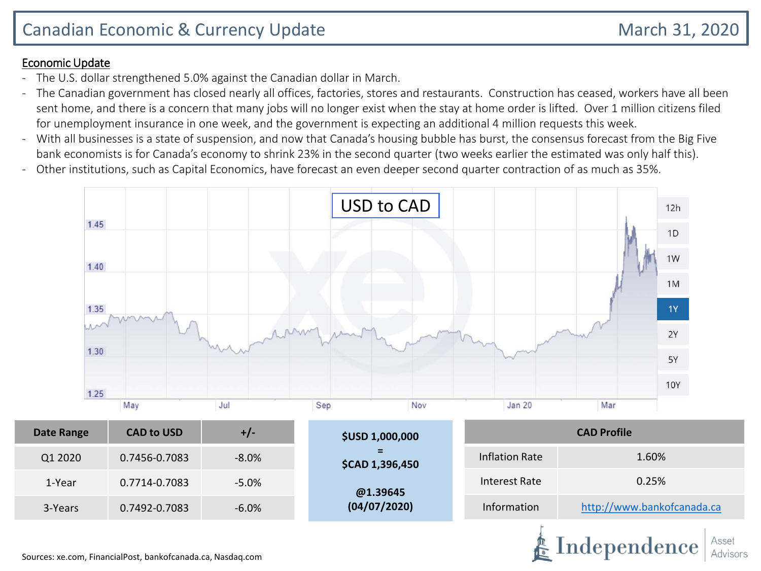# Canadian Economic & Currency Update

March 31, 2020

## Economic Update

- The U.S. dollar strengthened 5.0% against the Canadian dollar in March.
- The Canadian government has closed nearly all offices, factories, stores and restaurants. Construction has ceased, workers have all been sent home, and there is a concern that many jobs will no longer exist when the stay at home order is lifted. Over 1 million citizens filed for unemployment insurance in one week, and the government is expecting an additional 4 million requests this week.
- With all businesses is a state of suspension, and now that Canada's housing bubble has burst, the consensus forecast from the Big Five bank economists is for Canada's economy to shrink 23% in the second quarter (two weeks earlier the estimated was only half this).
- Other institutions, such as Capital Economics, have forecast an even deeper second quarter contraction of as much as 35%.

USD to CAD

| Date Range | CAD to USD | +/- |
|---|---|---|
| Q1 2020 | 0.7456-0.7083 | -8.0% |
| 1-Year | 0.7714-0.7083 | -5.0% |
| 3-Years | 0.7492-0.7083 | -6.0% |

**$USD 1,000,000**
**=**
**$CAD 1,396,450**

**@1.39645**
**(04/07/2020)**

| CAD Profile | |
|---|---|
| Inflation Rate | 1.60% |
| Interest Rate | 0.25% |
| Information | http://www.bankofcanada.ca |

Sources: xe.com, FinancialPost, bankofcanada.ca, Nasdaq.com

Independence Asset Advisors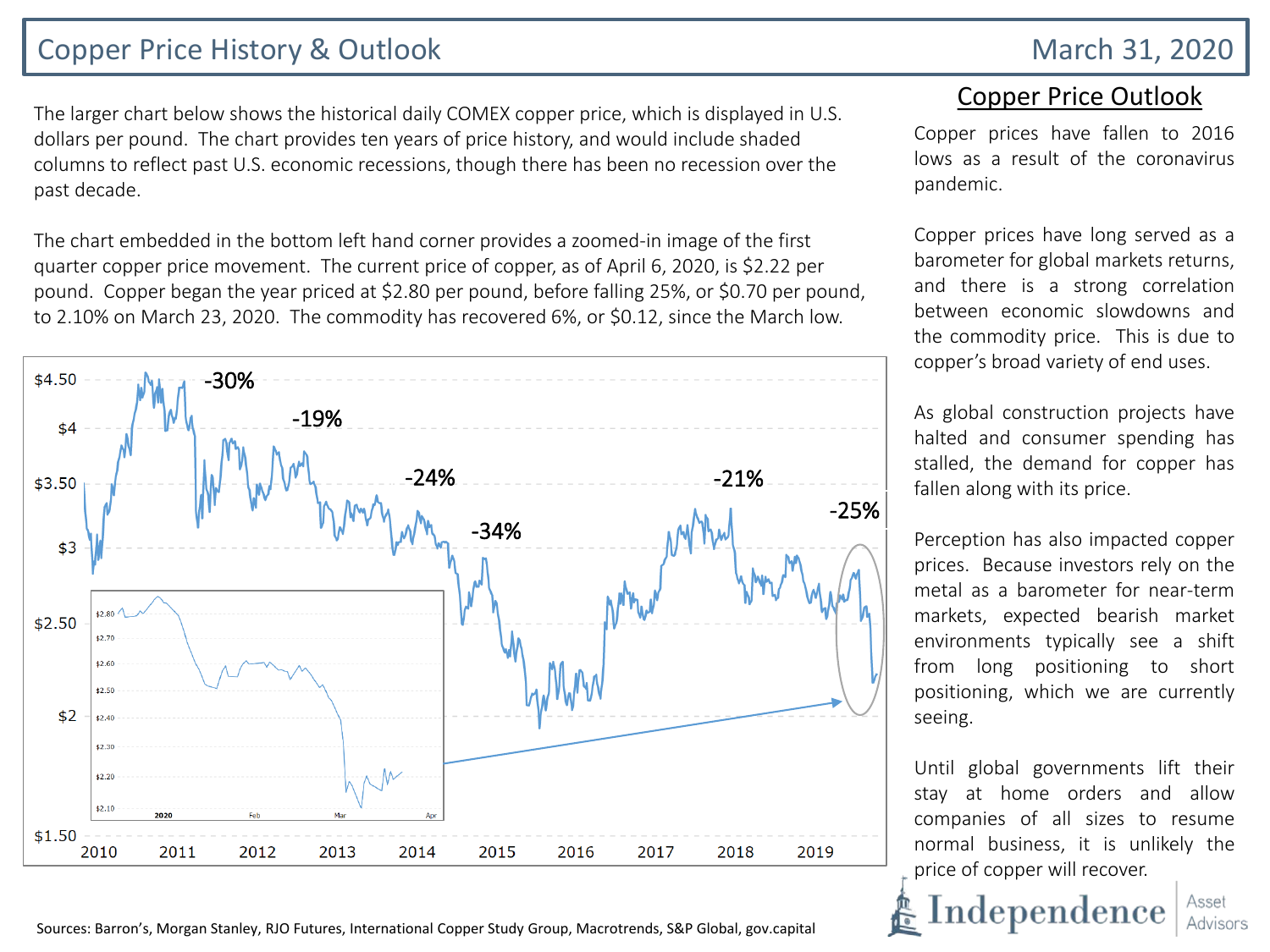# Copper Price History & Outlook

March 31, 2020

The larger chart below shows the historical daily COMEX copper price, which is displayed in U.S. dollars per pound. The chart provides ten years of price history, and would include shaded columns to reflect past U.S. economic recessions, though there has been no recession over the past decade.

The chart embedded in the bottom left hand corner provides a zoomed-in image of the first quarter copper price movement. The current price of copper, as of April 6, 2020, is $2.22 per pound. Copper began the year priced at $2.80 per pound, before falling 25%, or $0.70 per pound, to 2.10% on March 23, 2020. The commodity has recovered 6%, or $0.12, since the March low.

-30%

-19%

-24%

-34%

-21%

-25%

## Copper Price Outlook

Copper prices have fallen to 2016 lows as a result of the coronavirus pandemic.

Copper prices have long served as a barometer for global markets returns, and there is a strong correlation between economic slowdowns and the commodity price. This is due to copper's broad variety of end uses.

As global construction projects have halted and consumer spending has stalled, the demand for copper has fallen along with its price.

Perception has also impacted copper prices. Because investors rely on the metal as a barometer for near-term markets, expected bearish market environments typically see a shift from long positioning to short positioning, which we are currently seeing.

Until global governments lift their stay at home orders and allow companies of all sizes to resume normal business, it is unlikely the price of copper will recover.

Sources: Barron's, Morgan Stanley, RJO Futures, International Copper Study Group, Macrotrends, S&P Global, gov.capital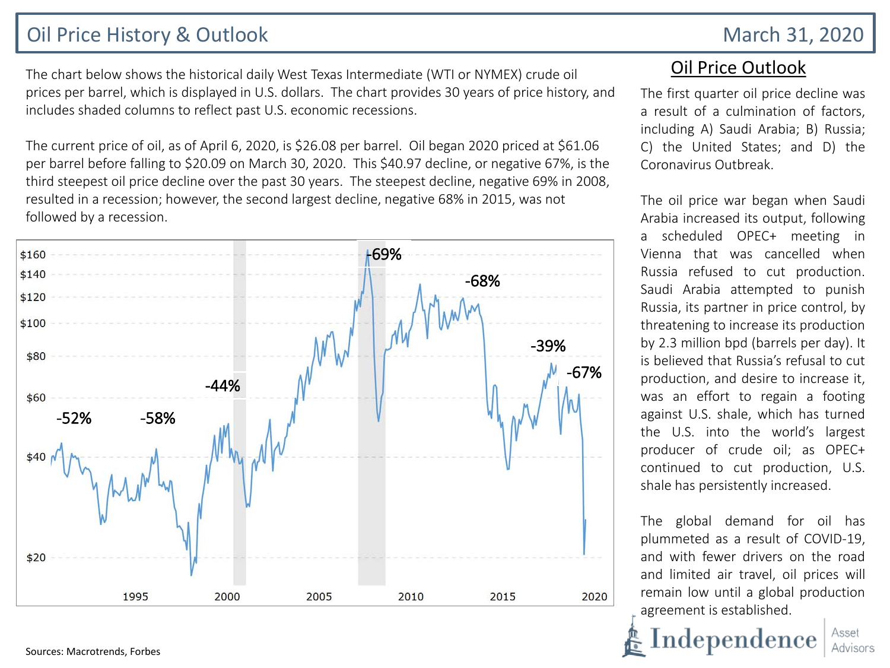# Oil Price History & Outlook

March 31, 2020

The chart below shows the historical daily West Texas Intermediate (WTI or NYMEX) crude oil prices per barrel, which is displayed in U.S. dollars. The chart provides 30 years of price history, and includes shaded columns to reflect past U.S. economic recessions.

The current price of oil, as of April 6, 2020, is $26.08 per barrel. Oil began 2020 priced at $61.06 per barrel before falling to $20.09 on March 30, 2020. This $40.97 decline, or negative 67%, is the third steepest oil price decline over the past 30 years. The steepest decline, negative 69% in 2008, resulted in a recession; however, the second largest decline, negative 68% in 2015, was not followed by a recession.

$160
$140
$120
$100
$80
$60
$40
$20

-52%
-58%
-44%
-69%
-68%
-39%
-67%

1995
2000
2005
2010
2015
2020

Sources: Macrotrends, Forbes

## Oil Price Outlook

The first quarter oil price decline was a result of a culmination of factors, including A) Saudi Arabia; B) Russia; C) the United States; and D) the Coronavirus Outbreak.

The oil price war began when Saudi Arabia increased its output, following a scheduled OPEC+ meeting in Vienna that was cancelled when Russia refused to cut production. Saudi Arabia attempted to punish Russia, its partner in price control, by threatening to increase its production by 2.3 million bpd (barrels per day). It is believed that Russia's refusal to cut production, and desire to increase it, was an effort to regain a footing against U.S. shale, which has turned the U.S. into the world's largest producer of crude oil; as OPEC+ continued to cut production, U.S. shale has persistently increased.

The global demand for oil has plummeted as a result of COVID-19, and with fewer drivers on the road and limited air travel, oil prices will remain low until a global production agreement is established.

Independence Asset Advisors